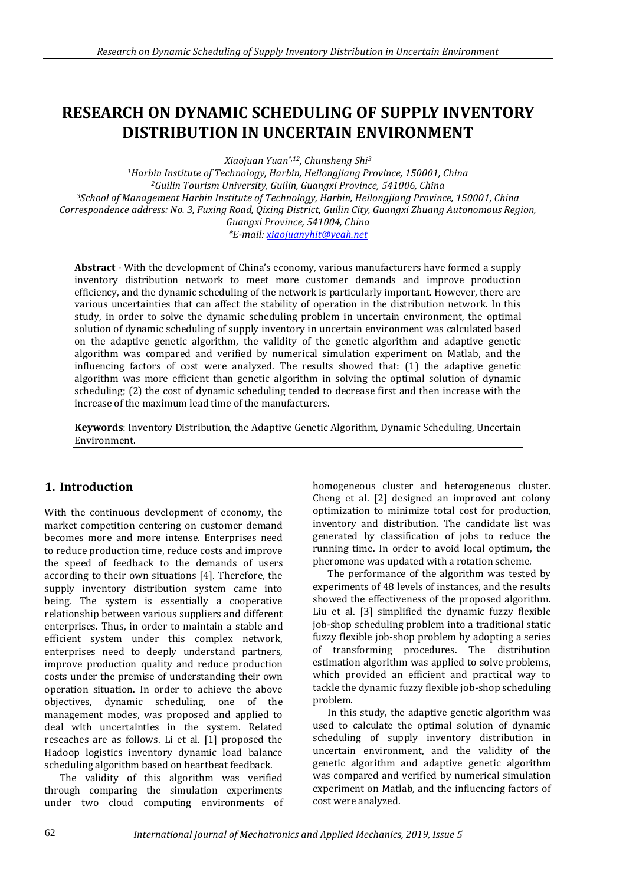# RESEARCH ON DYNAMIC SCHEDULING OF SUPPLY INVENTORY DISTRIBUTION IN UNCERTAIN ENVIRONMENT

*Xiaojuan Yuan*[*,1,2], Chunsheng Shi[3]*

[1]*Harbin Institute of Technology, Harbin, Heilongjiang Province, 150001, China*
[2]*Guilin Tourism University, Guilin, Guangxi Province, 541006, China*
[3]*School of Management Harbin Institute of Technology, Harbin, Heilongjiang Province, 150001, China*
*Correspondence address: No. 3, Fuxing Road, Qixing District, Guilin City, Guangxi Zhuang Autonomous Region, Guangxi Province, 541004, China*
*\*E-mail: xiaojuanyhit@yeah.net*

**Abstract** - With the development of China's economy, various manufacturers have formed a supply inventory distribution network to meet more customer demands and improve production efficiency, and the dynamic scheduling of the network is particularly important. However, there are various uncertainties that can affect the stability of operation in the distribution network. In this study, in order to solve the dynamic scheduling problem in uncertain environment, the optimal solution of dynamic scheduling of supply inventory in uncertain environment was calculated based on the adaptive genetic algorithm, the validity of the genetic algorithm and adaptive genetic algorithm was compared and verified by numerical simulation experiment on Matlab, and the influencing factors of cost were analyzed. The results showed that: (1) the adaptive genetic algorithm was more efficient than genetic algorithm in solving the optimal solution of dynamic scheduling; (2) the cost of dynamic scheduling tended to decrease first and then increase with the increase of the maximum lead time of the manufacturers.

**Keywords**: Inventory Distribution, the Adaptive Genetic Algorithm, Dynamic Scheduling, Uncertain Environment.

## 1. Introduction

With the continuous development of economy, the market competition centering on customer demand becomes more and more intense. Enterprises need to reduce production time, reduce costs and improve the speed of feedback to the demands of users according to their own situations [4]. Therefore, the supply inventory distribution system came into being. The system is essentially a cooperative relationship between various suppliers and different enterprises. Thus, in order to maintain a stable and efficient system under this complex network, enterprises need to deeply understand partners, improve production quality and reduce production costs under the premise of understanding their own operation situation. In order to achieve the above objectives, dynamic scheduling, one of the management modes, was proposed and applied to deal with uncertainties in the system. Related reseaches are as follows. Li et al. [1] proposed the Hadoop logistics inventory dynamic load balance scheduling algorithm based on heartbeat feedback.

The validity of this algorithm was verified through comparing the simulation experiments under two cloud computing environments of homogeneous cluster and heterogeneous cluster. Cheng et al. [2] designed an improved ant colony optimization to minimize total cost for production, inventory and distribution. The candidate list was generated by classification of jobs to reduce the running time. In order to avoid local optimum, the pheromone was updated with a rotation scheme.

The performance of the algorithm was tested by experiments of 48 levels of instances, and the results showed the effectiveness of the proposed algorithm. Liu et al. [3] simplified the dynamic fuzzy flexible job-shop scheduling problem into a traditional static fuzzy flexible job-shop problem by adopting a series of transforming procedures. The distribution estimation algorithm was applied to solve problems, which provided an efficient and practical way to tackle the dynamic fuzzy flexible job-shop scheduling problem.

In this study, the adaptive genetic algorithm was used to calculate the optimal solution of dynamic scheduling of supply inventory distribution in uncertain environment, and the validity of the genetic algorithm and adaptive genetic algorithm was compared and verified by numerical simulation experiment on Matlab, and the influencing factors of cost were analyzed.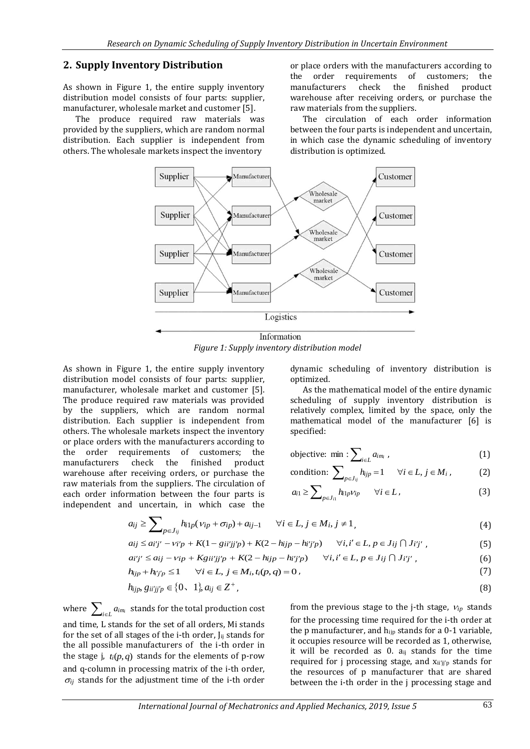## 2. Supply Inventory Distribution

As shown in Figure 1, the entire supply inventory distribution model consists of four parts: supplier, manufacturer, wholesale market and customer [5].

The produce required raw materials was provided by the suppliers, which are random normal distribution. Each supplier is independent from others. The wholesale markets inspect the inventory or place orders with the manufacturers according to the order requirements of customers; the manufacturers check the finished product warehouse after receiving orders, or purchase the raw materials from the suppliers.

The circulation of each order information between the four parts is independent and uncertain, in which case the dynamic scheduling of inventory distribution is optimized.

*Figure 1: Supply inventory distribution model*

As shown in Figure 1, the entire supply inventory distribution model consists of four parts: supplier, manufacturer, wholesale market and customer [5]. The produce required raw materials was provided by the suppliers, which are random normal distribution. Each supplier is independent from others. The wholesale markets inspect the inventory or place orders with the manufacturers according to the order requirements of customers; the manufacturers check the finished product warehouse after receiving orders, or purchase the raw materials from the suppliers. The circulation of each order information between the four parts is independent and uncertain, in which case the dynamic scheduling of inventory distribution is optimized.

As the mathematical model of the entire dynamic scheduling of supply inventory distribution is relatively complex, limited by the space, only the mathematical model of the manufacturer [6] is specified:

$$\text{objective: } \min : \sum_{i \in L} a_{im_i} , \tag{1}$$

$$\text{condition: } \sum_{p \in J_{ij}} h_{ijp} = 1 \quad \forall i \in L, j \in M_i , \tag{2}$$

$$a_{i1} \geq \sum_{p \in J_{i1}} h_{i1p} v_{ip} \quad \forall i \in L , \tag{3}$$

$$a_{ij} \geq \sum_{p \in J_{ij}} h_{i1p}(v_{ip} + \sigma_{ip}) + a_{ij-1} \quad \forall i \in L, j \in M_i, j \neq 1, \tag{4}$$

$$a_{ij} \leq a_{i'j'} - v_{i'p} + K(1 - g_{ii'jj'p}) + K(2 - h_{ijp} - h_{i'j'p}) \quad \forall i, i' \in L, p \in J_{ij} \cap J_{i'j'} , \tag{5}$$

$$a_{i'j'} \leq a_{ij} - v_{ip} + K g_{ii'jj'p} + K(2 - h_{ijp} - h_{i'j'p}) \quad \forall i, i' \in L, p \in J_{ij} \cap J_{i'j'} , \tag{6}$$

$$h_{ijp} + h_{i'j'p} \leq 1 \quad \forall i \in L, j \in M_i, t_i(p,q) = 0 , \tag{7}$$

$$h_{ijp}, g_{ii'jj'p} \in \{0、1\}, a_{ij} \in Z^+ , \tag{8}$$

where $\sum_{i \in L} a_{im_i}$ stands for the total production cost and time, L stands for the set of all orders, Mi stands for the set of all stages of the i-th order, $J_{ij}$ stands for the all possible manufacturers of the i-th order in the stage j, $t_i(p,q)$ stands for the elements of p-row and q-column in processing matrix of the i-th order, $\sigma_{ij}$ stands for the adjustment time of the i-th order from the previous stage to the j-th stage, $v_{ip}$ stands for the processing time required for the i-th order at the p manufacturer, and $h_{ijp}$ stands for a 0-1 variable, it occupies resource will be recorded as 1, otherwise, it will be recorded as 0. $a_{ij}$ stands for the time required for j processing stage, and $x_{ii'jj'p}$ stands for the resources of p manufacturer that are shared between the i-th order in the j processing stage and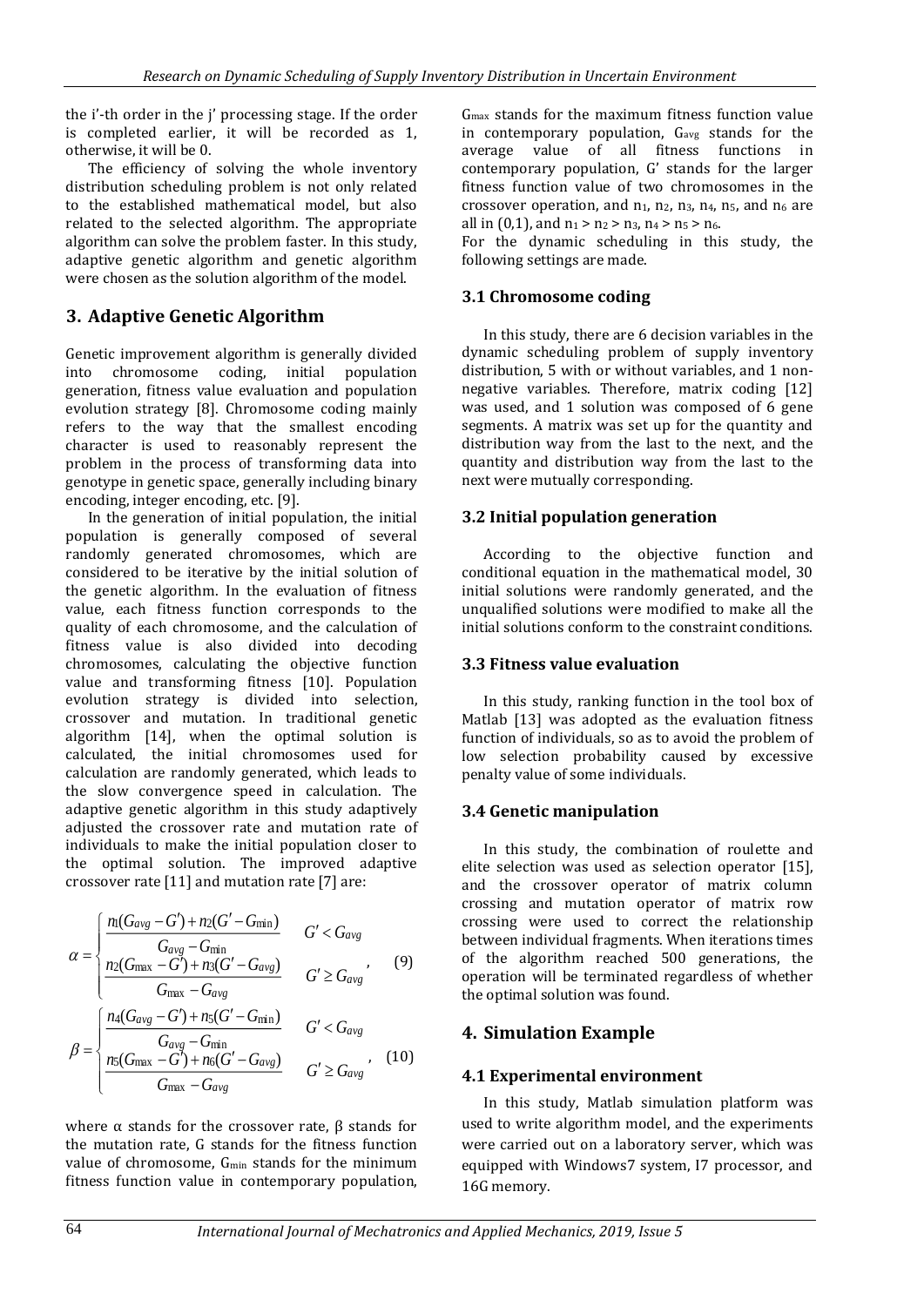the i'-th order in the j' processing stage. If the order is completed earlier, it will be recorded as 1, otherwise, it will be 0.

The efficiency of solving the whole inventory distribution scheduling problem is not only related to the established mathematical model, but also related to the selected algorithm. The appropriate algorithm can solve the problem faster. In this study, adaptive genetic algorithm and genetic algorithm were chosen as the solution algorithm of the model.

## 3. Adaptive Genetic Algorithm

Genetic improvement algorithm is generally divided into chromosome coding, initial population generation, fitness value evaluation and population evolution strategy [8]. Chromosome coding mainly refers to the way that the smallest encoding character is used to reasonably represent the problem in the process of transforming data into genotype in genetic space, generally including binary encoding, integer encoding, etc. [9].

In the generation of initial population, the initial population is generally composed of several randomly generated chromosomes, which are considered to be iterative by the initial solution of the genetic algorithm. In the evaluation of fitness value, each fitness function corresponds to the quality of each chromosome, and the calculation of fitness value is also divided into decoding chromosomes, calculating the objective function value and transforming fitness [10]. Population evolution strategy is divided into selection, crossover and mutation. In traditional genetic algorithm [14], when the optimal solution is calculated, the initial chromosomes used for calculation are randomly generated, which leads to the slow convergence speed in calculation. The adaptive genetic algorithm in this study adaptively adjusted the crossover rate and mutation rate of individuals to make the initial population closer to the optimal solution. The improved adaptive crossover rate [11] and mutation rate [7] are:

$$\alpha = \begin{cases} \dfrac{n_1(G_{avg} - G') + n_2(G' - G_{\min})}{G_{avg} - G_{\min}} & G' < G_{avg} \\ \dfrac{n_2(G_{\max} - G') + n_3(G' - G_{avg})}{G_{\max} - G_{avg}} & G' \geq G_{avg} \end{cases}, \quad (9)$$

$$\beta = \begin{cases} \dfrac{n_4(G_{avg} - G') + n_5(G' - G_{\min})}{G_{avg} - G_{\min}} & G' < G_{avg} \\ \dfrac{n_5(G_{\max} - G') + n_6(G' - G_{avg})}{G_{\max} - G_{avg}} & G' \geq G_{avg} \end{cases}, \quad (10)$$

where α stands for the crossover rate, β stands for the mutation rate, G stands for the fitness function value of chromosome, $G_{min}$ stands for the minimum fitness function value in contemporary population, $G_{max}$ stands for the maximum fitness function value in contemporary population, $G_{avg}$ stands for the average value of all fitness functions in contemporary population, G' stands for the larger fitness function value of two chromosomes in the crossover operation, and $n_1$, $n_2$, $n_3$, $n_4$, $n_5$, and $n_6$ are all in (0,1), and $n_1 > n_2 > n_3$, $n_4 > n_5 > n_6$.

For the dynamic scheduling in this study, the following settings are made.

### 3.1 Chromosome coding

In this study, there are 6 decision variables in the dynamic scheduling problem of supply inventory distribution, 5 with or without variables, and 1 non-negative variables. Therefore, matrix coding [12] was used, and 1 solution was composed of 6 gene segments. A matrix was set up for the quantity and distribution way from the last to the next, and the quantity and distribution way from the last to the next were mutually corresponding.

### 3.2 Initial population generation

According to the objective function and conditional equation in the mathematical model, 30 initial solutions were randomly generated, and the unqualified solutions were modified to make all the initial solutions conform to the constraint conditions.

### 3.3 Fitness value evaluation

In this study, ranking function in the tool box of Matlab [13] was adopted as the evaluation fitness function of individuals, so as to avoid the problem of low selection probability caused by excessive penalty value of some individuals.

### 3.4 Genetic manipulation

In this study, the combination of roulette and elite selection was used as selection operator [15], and the crossover operator of matrix column crossing and mutation operator of matrix row crossing were used to correct the relationship between individual fragments. When iterations times of the algorithm reached 500 generations, the operation will be terminated regardless of whether the optimal solution was found.

## 4. Simulation Example

### 4.1 Experimental environment

In this study, Matlab simulation platform was used to write algorithm model, and the experiments were carried out on a laboratory server, which was equipped with Windows7 system, I7 processor, and 16G memory.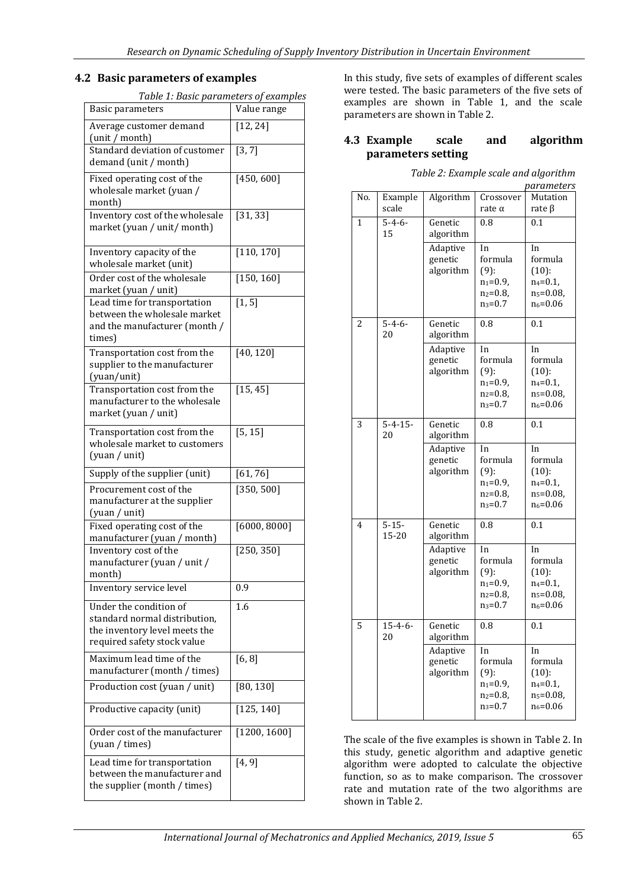## 4.2 Basic parameters of examples

*Table 1: Basic parameters of examples*

| Basic parameters | Value range |
|---|---|
| Average customer demand (unit / month) | [12, 24] |
| Standard deviation of customer demand (unit / month) | [3, 7] |
| Fixed operating cost of the wholesale market (yuan / month) | [450, 600] |
| Inventory cost of the wholesale market (yuan / unit/ month) | [31, 33] |
| Inventory capacity of the wholesale market (unit) | [110, 170] |
| Order cost of the wholesale market (yuan / unit) | [150, 160] |
| Lead time for transportation between the wholesale market and the manufacturer (month / times) | [1, 5] |
| Transportation cost from the supplier to the manufacturer (yuan/unit) | [40, 120] |
| Transportation cost from the manufacturer to the wholesale market (yuan / unit) | [15, 45] |
| Transportation cost from the wholesale market to customers (yuan / unit) | [5, 15] |
| Supply of the supplier (unit) | [61, 76] |
| Procurement cost of the manufacturer at the supplier (yuan / unit) | [350, 500] |
| Fixed operating cost of the manufacturer (yuan / month) | [6000, 8000] |
| Inventory cost of the manufacturer (yuan / unit / month) | [250, 350] |
| Inventory service level | 0.9 |
| Under the condition of standard normal distribution, the inventory level meets the required safety stock value | 1.6 |
| Maximum lead time of the manufacturer (month / times) | [6, 8] |
| Production cost (yuan / unit) | [80, 130] |
| Productive capacity (unit) | [125, 140] |
| Order cost of the manufacturer (yuan / times) | [1200, 1600] |
| Lead time for transportation between the manufacturer and the supplier (month / times) | [4, 9] |

In this study, five sets of examples of different scales were tested. The basic parameters of the five sets of examples are shown in Table 1, and the scale parameters are shown in Table 2.

## 4.3 Example scale and algorithm parameters setting

*Table 2: Example scale and algorithm parameters*

| No. | Example scale | Algorithm | Crossover rate α | Mutation rate β |
|---|---|---|---|---|
| 1 | 5-4-6-15 | Genetic algorithm | 0.8 | 0.1 |
| | | Adaptive genetic algorithm | In formula (9): $n_1$=0.9, $n_2$=0.8, $n_3$=0.7 | In formula (10): $n_4$=0.1, $n_5$=0.08, $n_6$=0.06 |
| 2 | 5-4-6-20 | Genetic algorithm | 0.8 | 0.1 |
| | | Adaptive genetic algorithm | In formula (9): $n_1$=0.9, $n_2$=0.8, $n_3$=0.7 | In formula (10): $n_4$=0.1, $n_5$=0.08, $n_6$=0.06 |
| 3 | 5-4-15-20 | Genetic algorithm | 0.8 | 0.1 |
| | | Adaptive genetic algorithm | In formula (9): $n_1$=0.9, $n_2$=0.8, $n_3$=0.7 | In formula (10): $n_4$=0.1, $n_5$=0.08, $n_6$=0.06 |
| 4 | 5-15-15-20 | Genetic algorithm | 0.8 | 0.1 |
| | | Adaptive genetic algorithm | In formula (9): $n_1$=0.9, $n_2$=0.8, $n_3$=0.7 | In formula (10): $n_4$=0.1, $n_5$=0.08, $n_6$=0.06 |
| 5 | 15-4-6-20 | Genetic algorithm | 0.8 | 0.1 |
| | | Adaptive genetic algorithm | In formula (9): $n_1$=0.9, $n_2$=0.8, $n_3$=0.7 | In formula (10): $n_4$=0.1, $n_5$=0.08, $n_6$=0.06 |

The scale of the five examples is shown in Table 2. In this study, genetic algorithm and adaptive genetic algorithm were adopted to calculate the objective function, so as to make comparison. The crossover rate and mutation rate of the two algorithms are shown in Table 2.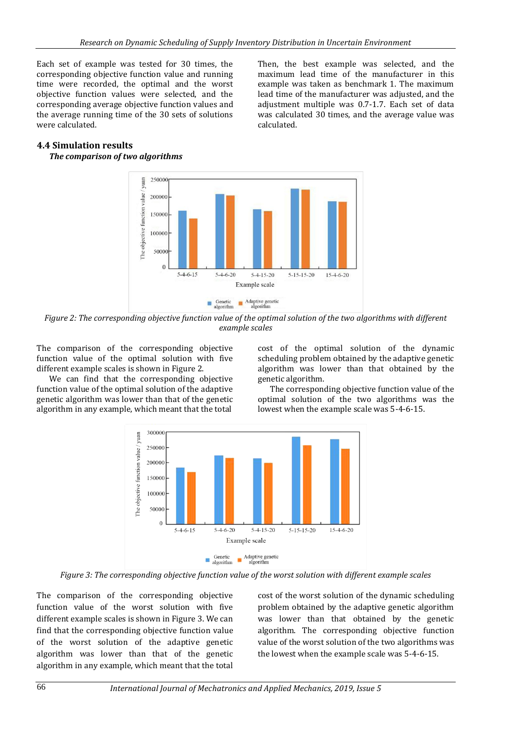Each set of example was tested for 30 times, the corresponding objective function value and running time were recorded, the optimal and the worst objective function values were selected, and the corresponding average objective function values and the average running time of the 30 sets of solutions were calculated.

Then, the best example was selected, and the maximum lead time of the manufacturer in this example was taken as benchmark 1. The maximum lead time of the manufacturer was adjusted, and the adjustment multiple was 0.7-1.7. Each set of data was calculated 30 times, and the average value was calculated.

## 4.4 Simulation results

***The comparison of two algorithms***

*Figure 2: The corresponding objective function value of the optimal solution of the two algorithms with different example scales*

The comparison of the corresponding objective function value of the optimal solution with five different example scales is shown in Figure 2.

We can find that the corresponding objective function value of the optimal solution of the adaptive genetic algorithm was lower than that of the genetic algorithm in any example, which meant that the total cost of the optimal solution of the dynamic scheduling problem obtained by the adaptive genetic algorithm was lower than that obtained by the genetic algorithm.

The corresponding objective function value of the optimal solution of the two algorithms was the lowest when the example scale was 5-4-6-15.

*Figure 3: The corresponding objective function value of the worst solution with different example scales*

The comparison of the corresponding objective function value of the worst solution with five different example scales is shown in Figure 3. We can find that the corresponding objective function value of the worst solution of the adaptive genetic algorithm was lower than that of the genetic algorithm in any example, which meant that the total cost of the worst solution of the dynamic scheduling problem obtained by the adaptive genetic algorithm was lower than that obtained by the genetic algorithm. The corresponding objective function value of the worst solution of the two algorithms was the lowest when the example scale was 5-4-6-15.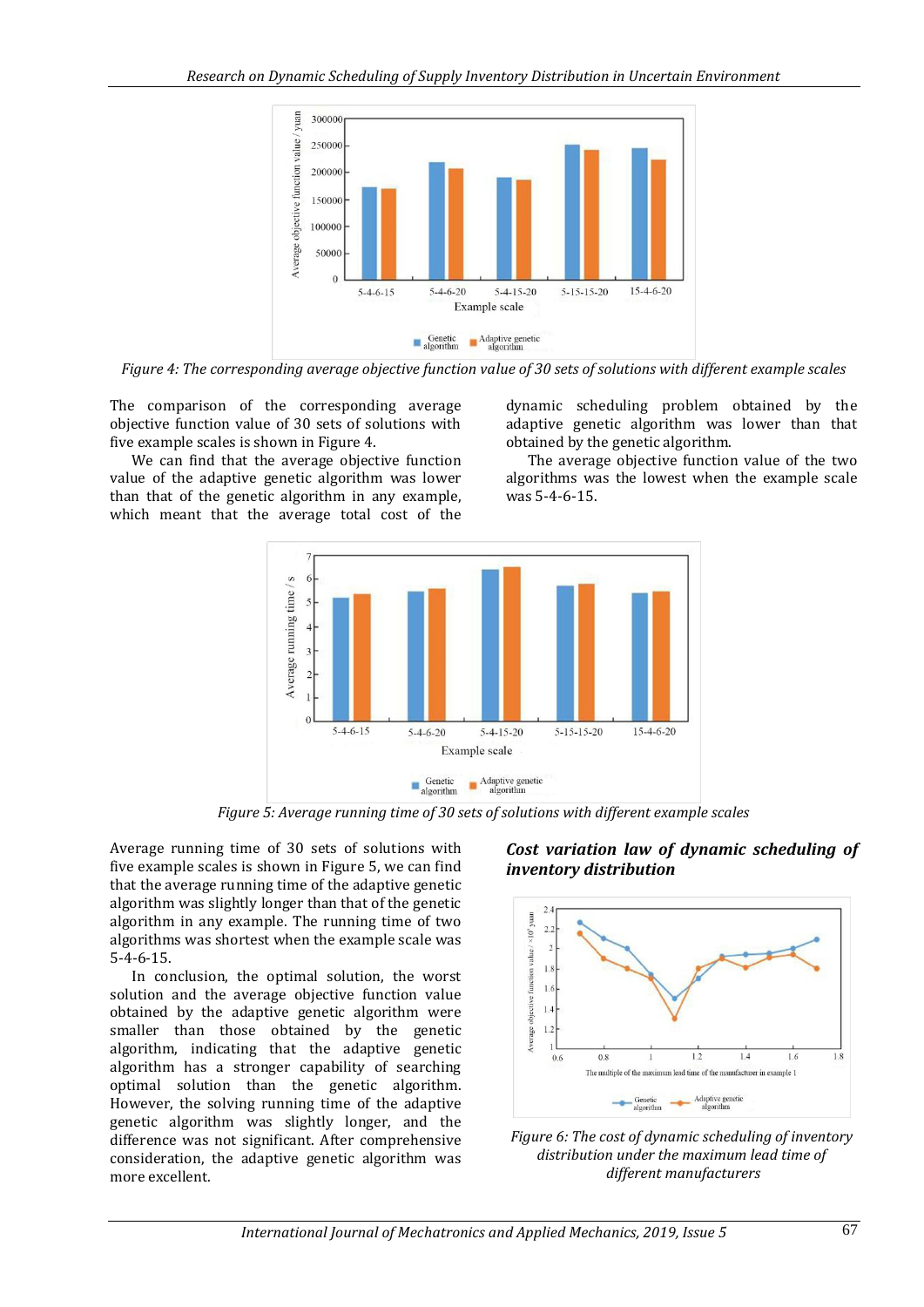Figure 4: The corresponding average objective function value of 30 sets of solutions with different example scales

The comparison of the corresponding average objective function value of 30 sets of solutions with five example scales is shown in Figure 4.

We can find that the average objective function value of the adaptive genetic algorithm was lower than that of the genetic algorithm in any example, which meant that the average total cost of the dynamic scheduling problem obtained by the adaptive genetic algorithm was lower than that obtained by the genetic algorithm.

The average objective function value of the two algorithms was the lowest when the example scale was 5-4-6-15.

Figure 5: Average running time of 30 sets of solutions with different example scales

Average running time of 30 sets of solutions with five example scales is shown in Figure 5, we can find that the average running time of the adaptive genetic algorithm was slightly longer than that of the genetic algorithm in any example. The running time of two algorithms was shortest when the example scale was 5-4-6-15.

In conclusion, the optimal solution, the worst solution and the average objective function value obtained by the adaptive genetic algorithm were smaller than those obtained by the genetic algorithm, indicating that the adaptive genetic algorithm has a stronger capability of searching optimal solution than the genetic algorithm. However, the solving running time of the adaptive genetic algorithm was slightly longer, and the difference was not significant. After comprehensive consideration, the adaptive genetic algorithm was more excellent.

### *Cost variation law of dynamic scheduling of inventory distribution*

Figure 6: The cost of dynamic scheduling of inventory distribution under the maximum lead time of different manufacturers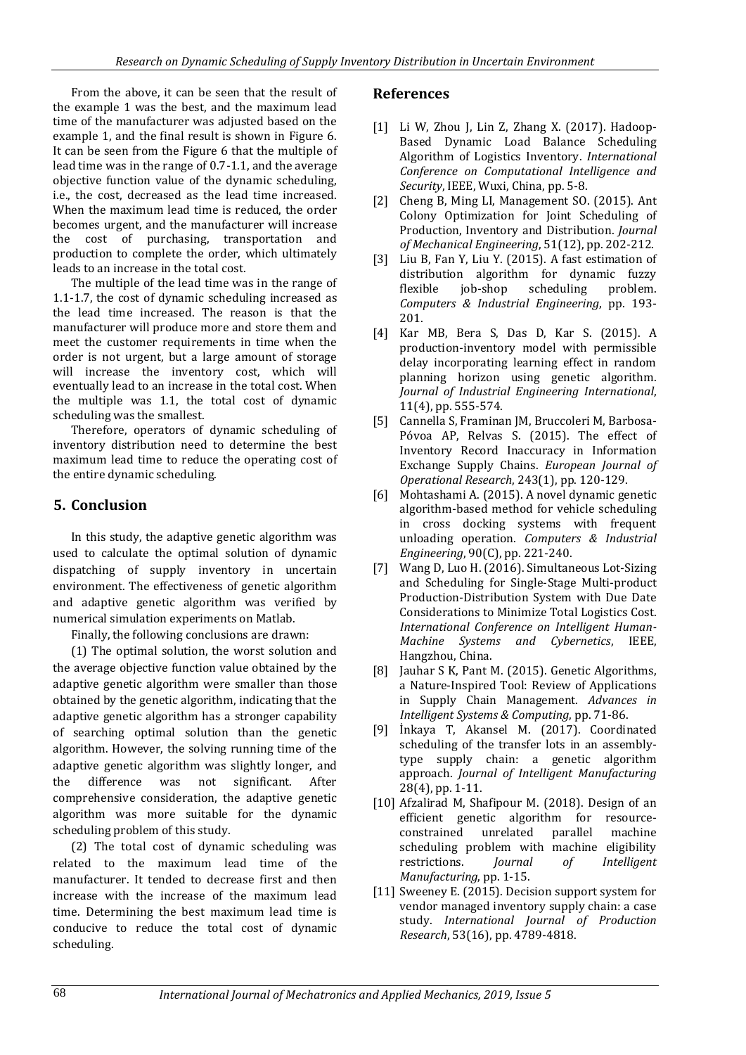From the above, it can be seen that the result of the example 1 was the best, and the maximum lead time of the manufacturer was adjusted based on the example 1, and the final result is shown in Figure 6. It can be seen from the Figure 6 that the multiple of lead time was in the range of 0.7-1.1, and the average objective function value of the dynamic scheduling, i.e., the cost, decreased as the lead time increased. When the maximum lead time is reduced, the order becomes urgent, and the manufacturer will increase the cost of purchasing, transportation and production to complete the order, which ultimately leads to an increase in the total cost.

The multiple of the lead time was in the range of 1.1-1.7, the cost of dynamic scheduling increased as the lead time increased. The reason is that the manufacturer will produce more and store them and meet the customer requirements in time when the order is not urgent, but a large amount of storage will increase the inventory cost, which will eventually lead to an increase in the total cost. When the multiple was 1.1, the total cost of dynamic scheduling was the smallest.

Therefore, operators of dynamic scheduling of inventory distribution need to determine the best maximum lead time to reduce the operating cost of the entire dynamic scheduling.

## 5. Conclusion

In this study, the adaptive genetic algorithm was used to calculate the optimal solution of dynamic dispatching of supply inventory in uncertain environment. The effectiveness of genetic algorithm and adaptive genetic algorithm was verified by numerical simulation experiments on Matlab.

Finally, the following conclusions are drawn:

(1) The optimal solution, the worst solution and the average objective function value obtained by the adaptive genetic algorithm were smaller than those obtained by the genetic algorithm, indicating that the adaptive genetic algorithm has a stronger capability of searching optimal solution than the genetic algorithm. However, the solving running time of the adaptive genetic algorithm was slightly longer, and the difference was not significant. After comprehensive consideration, the adaptive genetic algorithm was more suitable for the dynamic scheduling problem of this study.

(2) The total cost of dynamic scheduling was related to the maximum lead time of the manufacturer. It tended to decrease first and then increase with the increase of the maximum lead time. Determining the best maximum lead time is conducive to reduce the total cost of dynamic scheduling.

## References

[1] Li W, Zhou J, Lin Z, Zhang X. (2017). Hadoop-Based Dynamic Load Balance Scheduling Algorithm of Logistics Inventory. *International Conference on Computational Intelligence and Security*, IEEE, Wuxi, China, pp. 5-8.

[2] Cheng B, Ming LI, Management SO. (2015). Ant Colony Optimization for Joint Scheduling of Production, Inventory and Distribution. *Journal of Mechanical Engineering*, 51(12), pp. 202-212.

[3] Liu B, Fan Y, Liu Y. (2015). A fast estimation of distribution algorithm for dynamic fuzzy flexible job-shop scheduling problem. *Computers & Industrial Engineering*, pp. 193-201.

[4] Kar MB, Bera S, Das D, Kar S. (2015). A production-inventory model with permissible delay incorporating learning effect in random planning horizon using genetic algorithm. *Journal of Industrial Engineering International*, 11(4), pp. 555-574.

[5] Cannella S, Framinan JM, Bruccoleri M, Barbosa-Póvoa AP, Relvas S. (2015). The effect of Inventory Record Inaccuracy in Information Exchange Supply Chains. *European Journal of Operational Research*, 243(1), pp. 120-129.

[6] Mohtashami A. (2015). A novel dynamic genetic algorithm-based method for vehicle scheduling in cross docking systems with frequent unloading operation. *Computers & Industrial Engineering*, 90(C), pp. 221-240.

[7] Wang D, Luo H. (2016). Simultaneous Lot-Sizing and Scheduling for Single-Stage Multi-product Production-Distribution System with Due Date Considerations to Minimize Total Logistics Cost. *International Conference on Intelligent Human-Machine Systems and Cybernetics*, IEEE, Hangzhou, China.

[8] Jauhar S K, Pant M. (2015). Genetic Algorithms, a Nature-Inspired Tool: Review of Applications in Supply Chain Management. *Advances in Intelligent Systems & Computing*, pp. 71-86.

[9] İnkaya T, Akansel M. (2017). Coordinated scheduling of the transfer lots in an assembly-type supply chain: a genetic algorithm approach. *Journal of Intelligent Manufacturing* 28(4), pp. 1-11.

[10] Afzalirad M, Shafipour M. (2018). Design of an efficient genetic algorithm for resource-constrained unrelated parallel machine scheduling problem with machine eligibility restrictions. *Journal of Intelligent Manufacturing*, pp. 1-15.

[11] Sweeney E. (2015). Decision support system for vendor managed inventory supply chain: a case study. *International Journal of Production Research*, 53(16), pp. 4789-4818.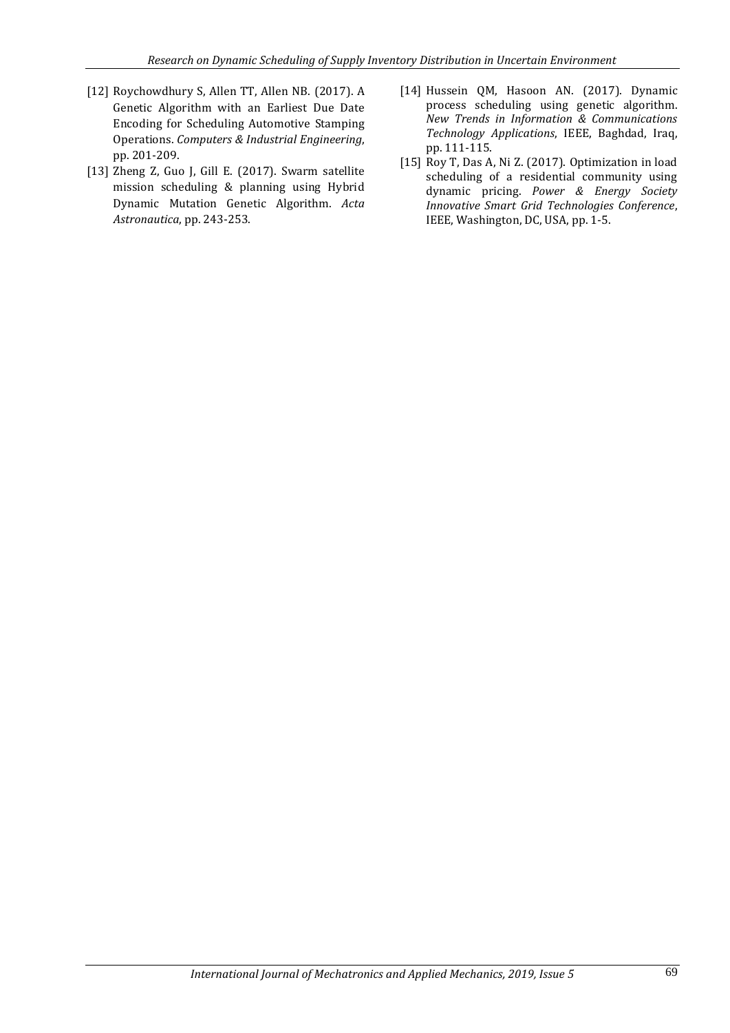[12] Roychowdhury S, Allen TT, Allen NB. (2017). A Genetic Algorithm with an Earliest Due Date Encoding for Scheduling Automotive Stamping Operations. *Computers & Industrial Engineering*, pp. 201-209.

[13] Zheng Z, Guo J, Gill E. (2017). Swarm satellite mission scheduling & planning using Hybrid Dynamic Mutation Genetic Algorithm. *Acta Astronautica*, pp. 243-253.

[14] Hussein QM, Hasoon AN. (2017). Dynamic process scheduling using genetic algorithm. *New Trends in Information & Communications Technology Applications*, IEEE, Baghdad, Iraq, pp. 111-115.

[15] Roy T, Das A, Ni Z. (2017). Optimization in load scheduling of a residential community using dynamic pricing. *Power & Energy Society Innovative Smart Grid Technologies Conference*, IEEE, Washington, DC, USA, pp. 1-5.